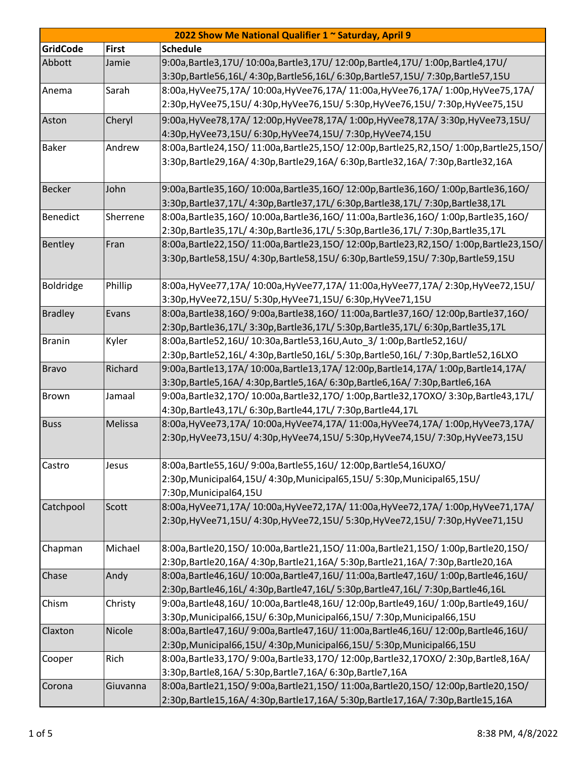| 2022 Show Me National Qualifier 1 ~ Saturday, April 9 | | |
|---|---|---|
| **GridCode** | **First** | **Schedule** |
| Abbott | Jamie | 9:00a,Bartle3,17U/ 10:00a,Bartle3,17U/ 12:00p,Bartle4,17U/ 1:00p,Bartle4,17U/ 3:30p,Bartle56,16L/ 4:30p,Bartle56,16L/ 6:30p,Bartle57,15U/ 7:30p,Bartle57,15U |
| Anema | Sarah | 8:00a,HyVee75,17A/ 10:00a,HyVee76,17A/ 11:00a,HyVee76,17A/ 1:00p,HyVee75,17A/ 2:30p,HyVee75,15U/ 4:30p,HyVee76,15U/ 5:30p,HyVee76,15U/ 7:30p,HyVee75,15U |
| Aston | Cheryl | 9:00a,HyVee78,17A/ 12:00p,HyVee78,17A/ 1:00p,HyVee78,17A/ 3:30p,HyVee73,15U/ 4:30p,HyVee73,15U/ 6:30p,HyVee74,15U/ 7:30p,HyVee74,15U |
| Baker | Andrew | 8:00a,Bartle24,15O/ 11:00a,Bartle25,15O/ 12:00p,Bartle25,R2,15O/ 1:00p,Bartle25,15O/ 3:30p,Bartle29,16A/ 4:30p,Bartle29,16A/ 6:30p,Bartle32,16A/ 7:30p,Bartle32,16A |
| Becker | John | 9:00a,Bartle35,16O/ 10:00a,Bartle35,16O/ 12:00p,Bartle36,16O/ 1:00p,Bartle36,16O/ 3:30p,Bartle37,17L/ 4:30p,Bartle37,17L/ 6:30p,Bartle38,17L/ 7:30p,Bartle38,17L |
| Benedict | Sherrene | 8:00a,Bartle35,16O/ 10:00a,Bartle36,16O/ 11:00a,Bartle36,16O/ 1:00p,Bartle35,16O/ 2:30p,Bartle35,17L/ 4:30p,Bartle36,17L/ 5:30p,Bartle36,17L/ 7:30p,Bartle35,17L |
| Bentley | Fran | 8:00a,Bartle22,15O/ 11:00a,Bartle23,15O/ 12:00p,Bartle23,R2,15O/ 1:00p,Bartle23,15O/ 3:30p,Bartle58,15U/ 4:30p,Bartle58,15U/ 6:30p,Bartle59,15U/ 7:30p,Bartle59,15U |
| Boldridge | Phillip | 8:00a,HyVee77,17A/ 10:00a,HyVee77,17A/ 11:00a,HyVee77,17A/ 2:30p,HyVee72,15U/ 3:30p,HyVee72,15U/ 5:30p,HyVee71,15U/ 6:30p,HyVee71,15U |
| Bradley | Evans | 8:00a,Bartle38,16O/ 9:00a,Bartle38,16O/ 11:00a,Bartle37,16O/ 12:00p,Bartle37,16O/ 2:30p,Bartle36,17L/ 3:30p,Bartle36,17L/ 5:30p,Bartle35,17L/ 6:30p,Bartle35,17L |
| Branin | Kyler | 8:00a,Bartle52,16U/ 10:30a,Bartle53,16U,Auto_3/ 1:00p,Bartle52,16U/ 2:30p,Bartle52,16L/ 4:30p,Bartle50,16L/ 5:30p,Bartle50,16L/ 7:30p,Bartle52,16LXO |
| Bravo | Richard | 9:00a,Bartle13,17A/ 10:00a,Bartle13,17A/ 12:00p,Bartle14,17A/ 1:00p,Bartle14,17A/ 3:30p,Bartle5,16A/ 4:30p,Bartle5,16A/ 6:30p,Bartle6,16A/ 7:30p,Bartle6,16A |
| Brown | Jamaal | 9:00a,Bartle32,17O/ 10:00a,Bartle32,17O/ 1:00p,Bartle32,17OXO/ 3:30p,Bartle43,17L/ 4:30p,Bartle43,17L/ 6:30p,Bartle44,17L/ 7:30p,Bartle44,17L |
| Buss | Melissa | 8:00a,HyVee73,17A/ 10:00a,HyVee74,17A/ 11:00a,HyVee74,17A/ 1:00p,HyVee73,17A/ 2:30p,HyVee73,15U/ 4:30p,HyVee74,15U/ 5:30p,HyVee74,15U/ 7:30p,HyVee73,15U |
| Castro | Jesus | 8:00a,Bartle55,16U/ 9:00a,Bartle55,16U/ 12:00p,Bartle54,16UXO/ 2:30p,Municipal64,15U/ 4:30p,Municipal65,15U/ 5:30p,Municipal65,15U/ 7:30p,Municipal64,15U |
| Catchpool | Scott | 8:00a,HyVee71,17A/ 10:00a,HyVee72,17A/ 11:00a,HyVee72,17A/ 1:00p,HyVee71,17A/ 2:30p,HyVee71,15U/ 4:30p,HyVee72,15U/ 5:30p,HyVee72,15U/ 7:30p,HyVee71,15U |
| Chapman | Michael | 8:00a,Bartle20,15O/ 10:00a,Bartle21,15O/ 11:00a,Bartle21,15O/ 1:00p,Bartle20,15O/ 2:30p,Bartle20,16A/ 4:30p,Bartle21,16A/ 5:30p,Bartle21,16A/ 7:30p,Bartle20,16A |
| Chase | Andy | 8:00a,Bartle46,16U/ 10:00a,Bartle47,16U/ 11:00a,Bartle47,16U/ 1:00p,Bartle46,16U/ 2:30p,Bartle46,16L/ 4:30p,Bartle47,16L/ 5:30p,Bartle47,16L/ 7:30p,Bartle46,16L |
| Chism | Christy | 9:00a,Bartle48,16U/ 10:00a,Bartle48,16U/ 12:00p,Bartle49,16U/ 1:00p,Bartle49,16U/ 3:30p,Municipal66,15U/ 6:30p,Municipal66,15U/ 7:30p,Municipal66,15U |
| Claxton | Nicole | 8:00a,Bartle47,16U/ 9:00a,Bartle47,16U/ 11:00a,Bartle46,16U/ 12:00p,Bartle46,16U/ 2:30p,Municipal66,15U/ 4:30p,Municipal66,15U/ 5:30p,Municipal66,15U |
| Cooper | Rich | 8:00a,Bartle33,17O/ 9:00a,Bartle33,17O/ 12:00p,Bartle32,17OXO/ 2:30p,Bartle8,16A/ 3:30p,Bartle8,16A/ 5:30p,Bartle7,16A/ 6:30p,Bartle7,16A |
| Corona | Giuvanna | 8:00a,Bartle21,15O/ 9:00a,Bartle21,15O/ 11:00a,Bartle20,15O/ 12:00p,Bartle20,15O/ 2:30p,Bartle15,16A/ 4:30p,Bartle17,16A/ 5:30p,Bartle17,16A/ 7:30p,Bartle15,16A |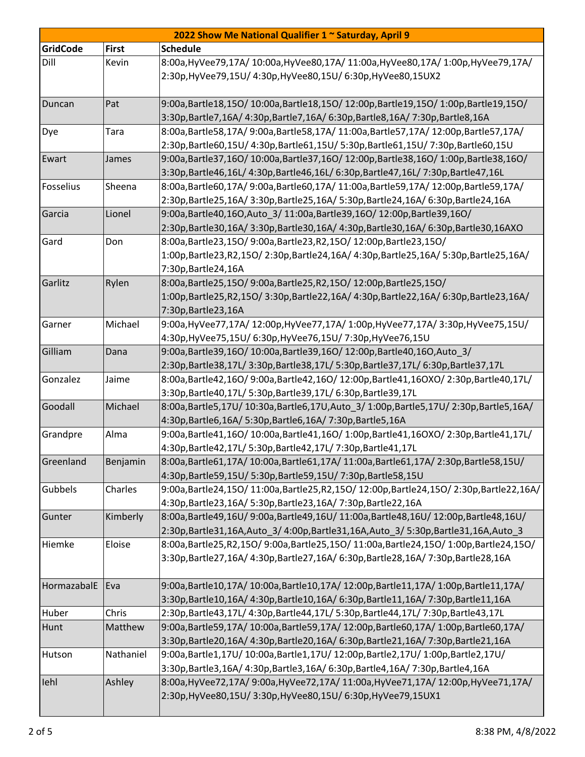| 2022 Show Me National Qualifier 1 ~ Saturday, April 9 | | |
|---|---|---|
| **GridCode** | **First** | **Schedule** |
| Dill | Kevin | 8:00a,HyVee79,17A/ 10:00a,HyVee80,17A/ 11:00a,HyVee80,17A/ 1:00p,HyVee79,17A/ 2:30p,HyVee79,15U/ 4:30p,HyVee80,15U/ 6:30p,HyVee80,15UX2 |
| Duncan | Pat | 9:00a,Bartle18,15O/ 10:00a,Bartle18,15O/ 12:00p,Bartle19,15O/ 1:00p,Bartle19,15O/ 3:30p,Bartle7,16A/ 4:30p,Bartle7,16A/ 6:30p,Bartle8,16A/ 7:30p,Bartle8,16A |
| Dye | Tara | 8:00a,Bartle58,17A/ 9:00a,Bartle58,17A/ 11:00a,Bartle57,17A/ 12:00p,Bartle57,17A/ 2:30p,Bartle60,15U/ 4:30p,Bartle61,15U/ 5:30p,Bartle61,15U/ 7:30p,Bartle60,15U |
| Ewart | James | 9:00a,Bartle37,16O/ 10:00a,Bartle37,16O/ 12:00p,Bartle38,16O/ 1:00p,Bartle38,16O/ 3:30p,Bartle46,16L/ 4:30p,Bartle46,16L/ 6:30p,Bartle47,16L/ 7:30p,Bartle47,16L |
| Fosselius | Sheena | 8:00a,Bartle60,17A/ 9:00a,Bartle60,17A/ 11:00a,Bartle59,17A/ 12:00p,Bartle59,17A/ 2:30p,Bartle25,16A/ 3:30p,Bartle25,16A/ 5:30p,Bartle24,16A/ 6:30p,Bartle24,16A |
| Garcia | Lionel | 9:00a,Bartle40,16O,Auto_3/ 11:00a,Bartle39,16O/ 12:00p,Bartle39,16O/ 2:30p,Bartle30,16A/ 3:30p,Bartle30,16A/ 4:30p,Bartle30,16A/ 6:30p,Bartle30,16AXO |
| Gard | Don | 8:00a,Bartle23,15O/ 9:00a,Bartle23,R2,15O/ 12:00p,Bartle23,15O/ 1:00p,Bartle23,R2,15O/ 2:30p,Bartle24,16A/ 4:30p,Bartle25,16A/ 5:30p,Bartle25,16A/ 7:30p,Bartle24,16A |
| Garlitz | Rylen | 8:00a,Bartle25,15O/ 9:00a,Bartle25,R2,15O/ 12:00p,Bartle25,15O/ 1:00p,Bartle25,R2,15O/ 3:30p,Bartle22,16A/ 4:30p,Bartle22,16A/ 6:30p,Bartle23,16A/ 7:30p,Bartle23,16A |
| Garner | Michael | 9:00a,HyVee77,17A/ 12:00p,HyVee77,17A/ 1:00p,HyVee77,17A/ 3:30p,HyVee75,15U/ 4:30p,HyVee75,15U/ 6:30p,HyVee76,15U/ 7:30p,HyVee76,15U |
| Gilliam | Dana | 9:00a,Bartle39,16O/ 10:00a,Bartle39,16O/ 12:00p,Bartle40,16O,Auto_3/ 2:30p,Bartle38,17L/ 3:30p,Bartle38,17L/ 5:30p,Bartle37,17L/ 6:30p,Bartle37,17L |
| Gonzalez | Jaime | 8:00a,Bartle42,16O/ 9:00a,Bartle42,16O/ 12:00p,Bartle41,16OXO/ 2:30p,Bartle40,17L/ 3:30p,Bartle40,17L/ 5:30p,Bartle39,17L/ 6:30p,Bartle39,17L |
| Goodall | Michael | 8:00a,Bartle5,17U/ 10:30a,Bartle6,17U,Auto_3/ 1:00p,Bartle5,17U/ 2:30p,Bartle5,16A/ 4:30p,Bartle6,16A/ 5:30p,Bartle6,16A/ 7:30p,Bartle5,16A |
| Grandpre | Alma | 9:00a,Bartle41,16O/ 10:00a,Bartle41,16O/ 1:00p,Bartle41,16OXO/ 2:30p,Bartle41,17L/ 4:30p,Bartle42,17L/ 5:30p,Bartle42,17L/ 7:30p,Bartle41,17L |
| Greenland | Benjamin | 8:00a,Bartle61,17A/ 10:00a,Bartle61,17A/ 11:00a,Bartle61,17A/ 2:30p,Bartle58,15U/ 4:30p,Bartle59,15U/ 5:30p,Bartle59,15U/ 7:30p,Bartle58,15U |
| Gubbels | Charles | 9:00a,Bartle24,15O/ 11:00a,Bartle25,R2,15O/ 12:00p,Bartle24,15O/ 2:30p,Bartle22,16A/ 4:30p,Bartle23,16A/ 5:30p,Bartle23,16A/ 7:30p,Bartle22,16A |
| Gunter | Kimberly | 8:00a,Bartle49,16U/ 9:00a,Bartle49,16U/ 11:00a,Bartle48,16U/ 12:00p,Bartle48,16U/ 2:30p,Bartle31,16A,Auto_3/ 4:00p,Bartle31,16A,Auto_3/ 5:30p,Bartle31,16A,Auto_3 |
| Hiemke | Eloise | 8:00a,Bartle25,R2,15O/ 9:00a,Bartle25,15O/ 11:00a,Bartle24,15O/ 1:00p,Bartle24,15O/ 3:30p,Bartle27,16A/ 4:30p,Bartle27,16A/ 6:30p,Bartle28,16A/ 7:30p,Bartle28,16A |
| HormazabalE | Eva | 9:00a,Bartle10,17A/ 10:00a,Bartle10,17A/ 12:00p,Bartle11,17A/ 1:00p,Bartle11,17A/ 3:30p,Bartle10,16A/ 4:30p,Bartle10,16A/ 6:30p,Bartle11,16A/ 7:30p,Bartle11,16A |
| Huber | Chris | 2:30p,Bartle43,17L/ 4:30p,Bartle44,17L/ 5:30p,Bartle44,17L/ 7:30p,Bartle43,17L |
| Hunt | Matthew | 9:00a,Bartle59,17A/ 10:00a,Bartle59,17A/ 12:00p,Bartle60,17A/ 1:00p,Bartle60,17A/ 3:30p,Bartle20,16A/ 4:30p,Bartle20,16A/ 6:30p,Bartle21,16A/ 7:30p,Bartle21,16A |
| Hutson | Nathaniel | 9:00a,Bartle1,17U/ 10:00a,Bartle1,17U/ 12:00p,Bartle2,17U/ 1:00p,Bartle2,17U/ 3:30p,Bartle3,16A/ 4:30p,Bartle3,16A/ 6:30p,Bartle4,16A/ 7:30p,Bartle4,16A |
| Iehl | Ashley | 8:00a,HyVee72,17A/ 9:00a,HyVee72,17A/ 11:00a,HyVee71,17A/ 12:00p,HyVee71,17A/ 2:30p,HyVee80,15U/ 3:30p,HyVee80,15U/ 6:30p,HyVee79,15UX1 |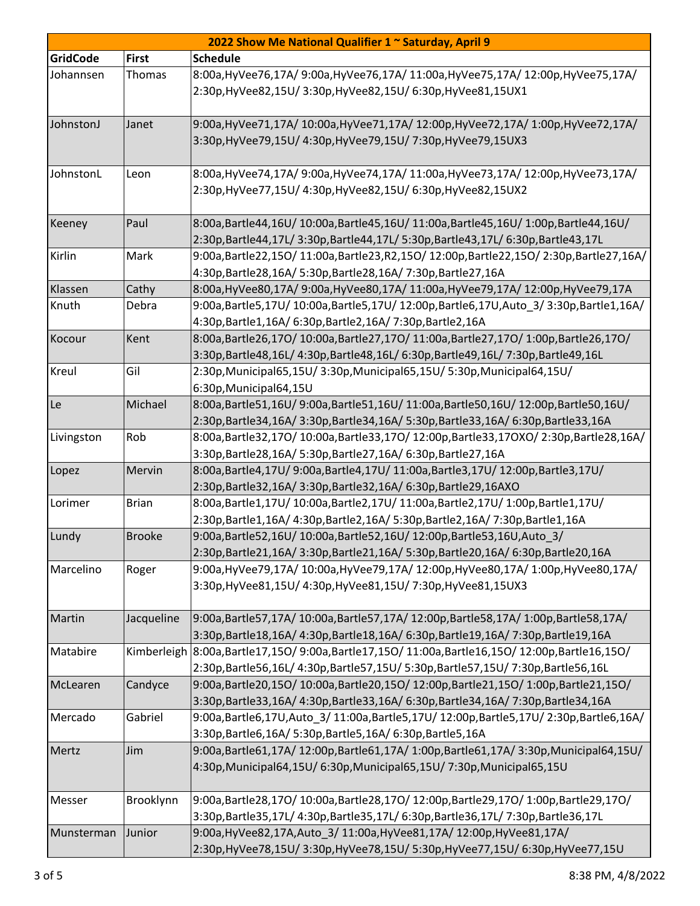| 2022 Show Me National Qualifier 1 ~ Saturday, April 9 | | |
|---|---|---|
| GridCode | First | Schedule |
| Johannsen | Thomas | 8:00a,HyVee76,17A/ 9:00a,HyVee76,17A/ 11:00a,HyVee75,17A/ 12:00p,HyVee75,17A/ 2:30p,HyVee82,15U/ 3:30p,HyVee82,15U/ 6:30p,HyVee81,15UX1 |
| JohnstonJ | Janet | 9:00a,HyVee71,17A/ 10:00a,HyVee71,17A/ 12:00p,HyVee72,17A/ 1:00p,HyVee72,17A/ 3:30p,HyVee79,15U/ 4:30p,HyVee79,15U/ 7:30p,HyVee79,15UX3 |
| JohnstonL | Leon | 8:00a,HyVee74,17A/ 9:00a,HyVee74,17A/ 11:00a,HyVee73,17A/ 12:00p,HyVee73,17A/ 2:30p,HyVee77,15U/ 4:30p,HyVee82,15U/ 6:30p,HyVee82,15UX2 |
| Keeney | Paul | 8:00a,Bartle44,16U/ 10:00a,Bartle45,16U/ 11:00a,Bartle45,16U/ 1:00p,Bartle44,16U/ 2:30p,Bartle44,17L/ 3:30p,Bartle44,17L/ 5:30p,Bartle43,17L/ 6:30p,Bartle43,17L |
| Kirlin | Mark | 9:00a,Bartle22,15O/ 11:00a,Bartle23,R2,15O/ 12:00p,Bartle22,15O/ 2:30p,Bartle27,16A/ 4:30p,Bartle28,16A/ 5:30p,Bartle28,16A/ 7:30p,Bartle27,16A |
| Klassen | Cathy | 8:00a,HyVee80,17A/ 9:00a,HyVee80,17A/ 11:00a,HyVee79,17A/ 12:00p,HyVee79,17A |
| Knuth | Debra | 9:00a,Bartle5,17U/ 10:00a,Bartle5,17U/ 12:00p,Bartle6,17U,Auto_3/ 3:30p,Bartle1,16A/ 4:30p,Bartle1,16A/ 6:30p,Bartle2,16A/ 7:30p,Bartle2,16A |
| Kocour | Kent | 8:00a,Bartle26,17O/ 10:00a,Bartle27,17O/ 11:00a,Bartle27,17O/ 1:00p,Bartle26,17O/ 3:30p,Bartle48,16L/ 4:30p,Bartle48,16L/ 6:30p,Bartle49,16L/ 7:30p,Bartle49,16L |
| Kreul | Gil | 2:30p,Municipal65,15U/ 3:30p,Municipal65,15U/ 5:30p,Municipal64,15U/ 6:30p,Municipal64,15U |
| Le | Michael | 8:00a,Bartle51,16U/ 9:00a,Bartle51,16U/ 11:00a,Bartle50,16U/ 12:00p,Bartle50,16U/ 2:30p,Bartle34,16A/ 3:30p,Bartle34,16A/ 5:30p,Bartle33,16A/ 6:30p,Bartle33,16A |
| Livingston | Rob | 8:00a,Bartle32,17O/ 10:00a,Bartle33,17O/ 12:00p,Bartle33,17OXO/ 2:30p,Bartle28,16A/ 3:30p,Bartle28,16A/ 5:30p,Bartle27,16A/ 6:30p,Bartle27,16A |
| Lopez | Mervin | 8:00a,Bartle4,17U/ 9:00a,Bartle4,17U/ 11:00a,Bartle3,17U/ 12:00p,Bartle3,17U/ 2:30p,Bartle32,16A/ 3:30p,Bartle32,16A/ 6:30p,Bartle29,16AXO |
| Lorimer | Brian | 8:00a,Bartle1,17U/ 10:00a,Bartle2,17U/ 11:00a,Bartle2,17U/ 1:00p,Bartle1,17U/ 2:30p,Bartle1,16A/ 4:30p,Bartle2,16A/ 5:30p,Bartle2,16A/ 7:30p,Bartle1,16A |
| Lundy | Brooke | 9:00a,Bartle52,16U/ 10:00a,Bartle52,16U/ 12:00p,Bartle53,16U,Auto_3/ 2:30p,Bartle21,16A/ 3:30p,Bartle21,16A/ 5:30p,Bartle20,16A/ 6:30p,Bartle20,16A |
| Marcelino | Roger | 9:00a,HyVee79,17A/ 10:00a,HyVee79,17A/ 12:00p,HyVee80,17A/ 1:00p,HyVee80,17A/ 3:30p,HyVee81,15U/ 4:30p,HyVee81,15U/ 7:30p,HyVee81,15UX3 |
| Martin | Jacqueline | 9:00a,Bartle57,17A/ 10:00a,Bartle57,17A/ 12:00p,Bartle58,17A/ 1:00p,Bartle58,17A/ 3:30p,Bartle18,16A/ 4:30p,Bartle18,16A/ 6:30p,Bartle19,16A/ 7:30p,Bartle19,16A |
| Matabire | Kimberleigh | 8:00a,Bartle17,15O/ 9:00a,Bartle17,15O/ 11:00a,Bartle16,15O/ 12:00p,Bartle16,15O/ 2:30p,Bartle56,16L/ 4:30p,Bartle57,15U/ 5:30p,Bartle57,15U/ 7:30p,Bartle56,16L |
| McLearen | Candyce | 9:00a,Bartle20,15O/ 10:00a,Bartle20,15O/ 12:00p,Bartle21,15O/ 1:00p,Bartle21,15O/ 3:30p,Bartle33,16A/ 4:30p,Bartle33,16A/ 6:30p,Bartle34,16A/ 7:30p,Bartle34,16A |
| Mercado | Gabriel | 9:00a,Bartle6,17U,Auto_3/ 11:00a,Bartle5,17U/ 12:00p,Bartle5,17U/ 2:30p,Bartle6,16A/ 3:30p,Bartle6,16A/ 5:30p,Bartle5,16A/ 6:30p,Bartle5,16A |
| Mertz | Jim | 9:00a,Bartle61,17A/ 12:00p,Bartle61,17A/ 1:00p,Bartle61,17A/ 3:30p,Municipal64,15U/ 4:30p,Municipal64,15U/ 6:30p,Municipal65,15U/ 7:30p,Municipal65,15U |
| Messer | Brooklynn | 9:00a,Bartle28,17O/ 10:00a,Bartle28,17O/ 12:00p,Bartle29,17O/ 1:00p,Bartle29,17O/ 3:30p,Bartle35,17L/ 4:30p,Bartle35,17L/ 6:30p,Bartle36,17L/ 7:30p,Bartle36,17L |
| Munsterman | Junior | 9:00a,HyVee82,17A,Auto_3/ 11:00a,HyVee81,17A/ 12:00p,HyVee81,17A/ 2:30p,HyVee78,15U/ 3:30p,HyVee78,15U/ 5:30p,HyVee77,15U/ 6:30p,HyVee77,15U |

8:38 PM, 4/8/2022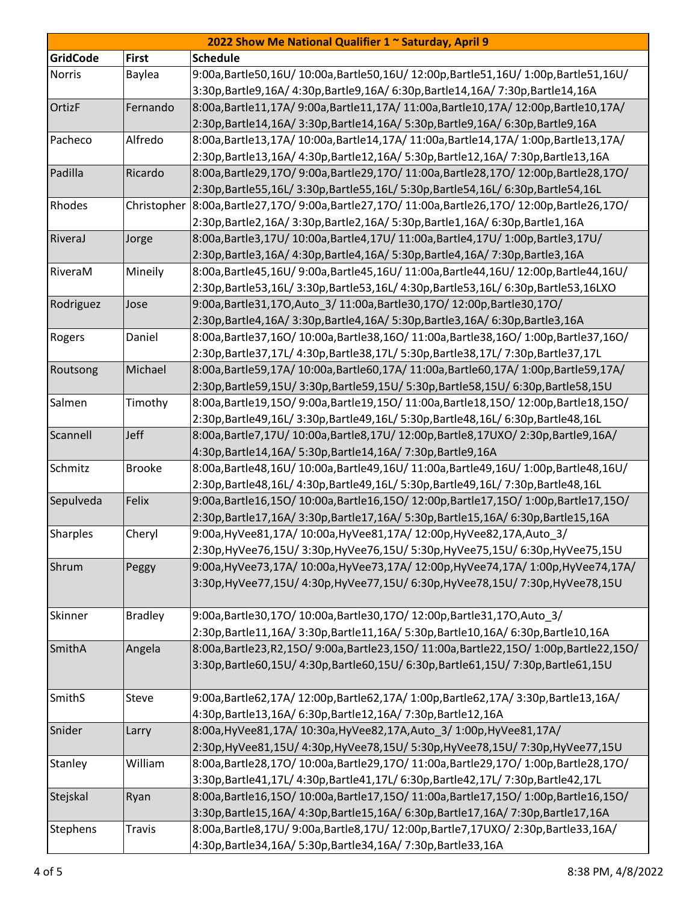| 2022 Show Me National Qualifier 1 ~ Saturday, April 9 | | |
|---|---|---|
| **GridCode** | **First** | **Schedule** |
| Norris | Baylea | 9:00a,Bartle50,16U/ 10:00a,Bartle50,16U/ 12:00p,Bartle51,16U/ 1:00p,Bartle51,16U/ 3:30p,Bartle9,16A/ 4:30p,Bartle9,16A/ 6:30p,Bartle14,16A/ 7:30p,Bartle14,16A |
| OrtizF | Fernando | 8:00a,Bartle11,17A/ 9:00a,Bartle11,17A/ 11:00a,Bartle10,17A/ 12:00p,Bartle10,17A/ 2:30p,Bartle14,16A/ 3:30p,Bartle14,16A/ 5:30p,Bartle9,16A/ 6:30p,Bartle9,16A |
| Pacheco | Alfredo | 8:00a,Bartle13,17A/ 10:00a,Bartle14,17A/ 11:00a,Bartle14,17A/ 1:00p,Bartle13,17A/ 2:30p,Bartle13,16A/ 4:30p,Bartle12,16A/ 5:30p,Bartle12,16A/ 7:30p,Bartle13,16A |
| Padilla | Ricardo | 8:00a,Bartle29,17O/ 9:00a,Bartle29,17O/ 11:00a,Bartle28,17O/ 12:00p,Bartle28,17O/ 2:30p,Bartle55,16L/ 3:30p,Bartle55,16L/ 5:30p,Bartle54,16L/ 6:30p,Bartle54,16L |
| Rhodes | Christopher | 8:00a,Bartle27,17O/ 9:00a,Bartle27,17O/ 11:00a,Bartle26,17O/ 12:00p,Bartle26,17O/ 2:30p,Bartle2,16A/ 3:30p,Bartle2,16A/ 5:30p,Bartle1,16A/ 6:30p,Bartle1,16A |
| RiveraJ | Jorge | 8:00a,Bartle3,17U/ 10:00a,Bartle4,17U/ 11:00a,Bartle4,17U/ 1:00p,Bartle3,17U/ 2:30p,Bartle3,16A/ 4:30p,Bartle4,16A/ 5:30p,Bartle4,16A/ 7:30p,Bartle3,16A |
| RiveraM | Mineily | 8:00a,Bartle45,16U/ 9:00a,Bartle45,16U/ 11:00a,Bartle44,16U/ 12:00p,Bartle44,16U/ 2:30p,Bartle53,16L/ 3:30p,Bartle53,16L/ 4:30p,Bartle53,16L/ 6:30p,Bartle53,16LXO |
| Rodriguez | Jose | 9:00a,Bartle31,17O,Auto_3/ 11:00a,Bartle30,17O/ 12:00p,Bartle30,17O/ 2:30p,Bartle4,16A/ 3:30p,Bartle4,16A/ 5:30p,Bartle3,16A/ 6:30p,Bartle3,16A |
| Rogers | Daniel | 8:00a,Bartle37,16O/ 10:00a,Bartle38,16O/ 11:00a,Bartle38,16O/ 1:00p,Bartle37,16O/ 2:30p,Bartle37,17L/ 4:30p,Bartle38,17L/ 5:30p,Bartle38,17L/ 7:30p,Bartle37,17L |
| Routsong | Michael | 8:00a,Bartle59,17A/ 10:00a,Bartle60,17A/ 11:00a,Bartle60,17A/ 1:00p,Bartle59,17A/ 2:30p,Bartle59,15U/ 3:30p,Bartle59,15U/ 5:30p,Bartle58,15U/ 6:30p,Bartle58,15U |
| Salmen | Timothy | 8:00a,Bartle19,15O/ 9:00a,Bartle19,15O/ 11:00a,Bartle18,15O/ 12:00p,Bartle18,15O/ 2:30p,Bartle49,16L/ 3:30p,Bartle49,16L/ 5:30p,Bartle48,16L/ 6:30p,Bartle48,16L |
| Scannell | Jeff | 8:00a,Bartle7,17U/ 10:00a,Bartle8,17U/ 12:00p,Bartle8,17UXO/ 2:30p,Bartle9,16A/ 4:30p,Bartle14,16A/ 5:30p,Bartle14,16A/ 7:30p,Bartle9,16A |
| Schmitz | Brooke | 8:00a,Bartle48,16U/ 10:00a,Bartle49,16U/ 11:00a,Bartle49,16U/ 1:00p,Bartle48,16U/ 2:30p,Bartle48,16L/ 4:30p,Bartle49,16L/ 5:30p,Bartle49,16L/ 7:30p,Bartle48,16L |
| Sepulveda | Felix | 9:00a,Bartle16,15O/ 10:00a,Bartle16,15O/ 12:00p,Bartle17,15O/ 1:00p,Bartle17,15O/ 2:30p,Bartle17,16A/ 3:30p,Bartle17,16A/ 5:30p,Bartle15,16A/ 6:30p,Bartle15,16A |
| Sharples | Cheryl | 9:00a,HyVee81,17A/ 10:00a,HyVee81,17A/ 12:00p,HyVee82,17A,Auto_3/ 2:30p,HyVee76,15U/ 3:30p,HyVee76,15U/ 5:30p,HyVee75,15U/ 6:30p,HyVee75,15U |
| Shrum | Peggy | 9:00a,HyVee73,17A/ 10:00a,HyVee73,17A/ 12:00p,HyVee74,17A/ 1:00p,HyVee74,17A/ 3:30p,HyVee77,15U/ 4:30p,HyVee77,15U/ 6:30p,HyVee78,15U/ 7:30p,HyVee78,15U |
| Skinner | Bradley | 9:00a,Bartle30,17O/ 10:00a,Bartle30,17O/ 12:00p,Bartle31,17O,Auto_3/ 2:30p,Bartle11,16A/ 3:30p,Bartle11,16A/ 5:30p,Bartle10,16A/ 6:30p,Bartle10,16A |
| SmithA | Angela | 8:00a,Bartle23,R2,15O/ 9:00a,Bartle23,15O/ 11:00a,Bartle22,15O/ 1:00p,Bartle22,15O/ 3:30p,Bartle60,15U/ 4:30p,Bartle60,15U/ 6:30p,Bartle61,15U/ 7:30p,Bartle61,15U |
| SmithS | Steve | 9:00a,Bartle62,17A/ 12:00p,Bartle62,17A/ 1:00p,Bartle62,17A/ 3:30p,Bartle13,16A/ 4:30p,Bartle13,16A/ 6:30p,Bartle12,16A/ 7:30p,Bartle12,16A |
| Snider | Larry | 8:00a,HyVee81,17A/ 10:30a,HyVee82,17A,Auto_3/ 1:00p,HyVee81,17A/ 2:30p,HyVee81,15U/ 4:30p,HyVee78,15U/ 5:30p,HyVee78,15U/ 7:30p,HyVee77,15U |
| Stanley | William | 8:00a,Bartle28,17O/ 10:00a,Bartle29,17O/ 11:00a,Bartle29,17O/ 1:00p,Bartle28,17O/ 3:30p,Bartle41,17L/ 4:30p,Bartle41,17L/ 6:30p,Bartle42,17L/ 7:30p,Bartle42,17L |
| Stejskal | Ryan | 8:00a,Bartle16,15O/ 10:00a,Bartle17,15O/ 11:00a,Bartle17,15O/ 1:00p,Bartle16,15O/ 3:30p,Bartle15,16A/ 4:30p,Bartle15,16A/ 6:30p,Bartle17,16A/ 7:30p,Bartle17,16A |
| Stephens | Travis | 8:00a,Bartle8,17U/ 9:00a,Bartle8,17U/ 12:00p,Bartle7,17UXO/ 2:30p,Bartle33,16A/ 4:30p,Bartle34,16A/ 5:30p,Bartle34,16A/ 7:30p,Bartle33,16A |

8:38 PM, 4/8/2022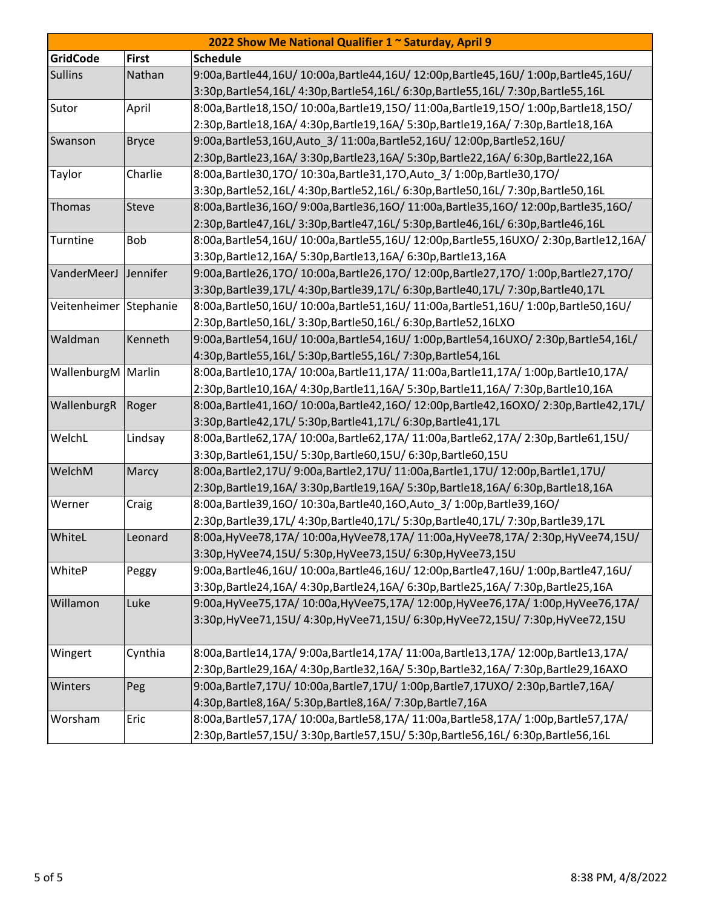| 2022 Show Me National Qualifier 1 ~ Saturday, April 9 | | |
|---|---|---|
| **GridCode** | **First** | **Schedule** |
| Sullins | Nathan | 9:00a,Bartle44,16U/ 10:00a,Bartle44,16U/ 12:00p,Bartle45,16U/ 1:00p,Bartle45,16U/ 3:30p,Bartle54,16L/ 4:30p,Bartle54,16L/ 6:30p,Bartle55,16L/ 7:30p,Bartle55,16L |
| Sutor | April | 8:00a,Bartle18,15O/ 10:00a,Bartle19,15O/ 11:00a,Bartle19,15O/ 1:00p,Bartle18,15O/ 2:30p,Bartle18,16A/ 4:30p,Bartle19,16A/ 5:30p,Bartle19,16A/ 7:30p,Bartle18,16A |
| Swanson | Bryce | 9:00a,Bartle53,16U,Auto_3/ 11:00a,Bartle52,16U/ 12:00p,Bartle52,16U/ 2:30p,Bartle23,16A/ 3:30p,Bartle23,16A/ 5:30p,Bartle22,16A/ 6:30p,Bartle22,16A |
| Taylor | Charlie | 8:00a,Bartle30,17O/ 10:30a,Bartle31,17O,Auto_3/ 1:00p,Bartle30,17O/ 3:30p,Bartle52,16L/ 4:30p,Bartle52,16L/ 6:30p,Bartle50,16L/ 7:30p,Bartle50,16L |
| Thomas | Steve | 8:00a,Bartle36,16O/ 9:00a,Bartle36,16O/ 11:00a,Bartle35,16O/ 12:00p,Bartle35,16O/ 2:30p,Bartle47,16L/ 3:30p,Bartle47,16L/ 5:30p,Bartle46,16L/ 6:30p,Bartle46,16L |
| Turntine | Bob | 8:00a,Bartle54,16U/ 10:00a,Bartle55,16U/ 12:00p,Bartle55,16UXO/ 2:30p,Bartle12,16A/ 3:30p,Bartle12,16A/ 5:30p,Bartle13,16A/ 6:30p,Bartle13,16A |
| VanderMeerJ | Jennifer | 9:00a,Bartle26,17O/ 10:00a,Bartle26,17O/ 12:00p,Bartle27,17O/ 1:00p,Bartle27,17O/ 3:30p,Bartle39,17L/ 4:30p,Bartle39,17L/ 6:30p,Bartle40,17L/ 7:30p,Bartle40,17L |
| Veitenheimer | Stephanie | 8:00a,Bartle50,16U/ 10:00a,Bartle51,16U/ 11:00a,Bartle51,16U/ 1:00p,Bartle50,16U/ 2:30p,Bartle50,16L/ 3:30p,Bartle50,16L/ 6:30p,Bartle52,16LXO |
| Waldman | Kenneth | 9:00a,Bartle54,16U/ 10:00a,Bartle54,16U/ 1:00p,Bartle54,16UXO/ 2:30p,Bartle54,16L/ 4:30p,Bartle55,16L/ 5:30p,Bartle55,16L/ 7:30p,Bartle54,16L |
| WallenburgM | Marlin | 8:00a,Bartle10,17A/ 10:00a,Bartle11,17A/ 11:00a,Bartle11,17A/ 1:00p,Bartle10,17A/ 2:30p,Bartle10,16A/ 4:30p,Bartle11,16A/ 5:30p,Bartle11,16A/ 7:30p,Bartle10,16A |
| WallenburgR | Roger | 8:00a,Bartle41,16O/ 10:00a,Bartle42,16O/ 12:00p,Bartle42,16OXO/ 2:30p,Bartle42,17L/ 3:30p,Bartle42,17L/ 5:30p,Bartle41,17L/ 6:30p,Bartle41,17L |
| WelchL | Lindsay | 8:00a,Bartle62,17A/ 10:00a,Bartle62,17A/ 11:00a,Bartle62,17A/ 2:30p,Bartle61,15U/ 3:30p,Bartle61,15U/ 5:30p,Bartle60,15U/ 6:30p,Bartle60,15U |
| WelchM | Marcy | 8:00a,Bartle2,17U/ 9:00a,Bartle2,17U/ 11:00a,Bartle1,17U/ 12:00p,Bartle1,17U/ 2:30p,Bartle19,16A/ 3:30p,Bartle19,16A/ 5:30p,Bartle18,16A/ 6:30p,Bartle18,16A |
| Werner | Craig | 8:00a,Bartle39,16O/ 10:30a,Bartle40,16O,Auto_3/ 1:00p,Bartle39,16O/ 2:30p,Bartle39,17L/ 4:30p,Bartle40,17L/ 5:30p,Bartle40,17L/ 7:30p,Bartle39,17L |
| WhiteL | Leonard | 8:00a,HyVee78,17A/ 10:00a,HyVee78,17A/ 11:00a,HyVee78,17A/ 2:30p,HyVee74,15U/ 3:30p,HyVee74,15U/ 5:30p,HyVee73,15U/ 6:30p,HyVee73,15U |
| WhiteP | Peggy | 9:00a,Bartle46,16U/ 10:00a,Bartle46,16U/ 12:00p,Bartle47,16U/ 1:00p,Bartle47,16U/ 3:30p,Bartle24,16A/ 4:30p,Bartle24,16A/ 6:30p,Bartle25,16A/ 7:30p,Bartle25,16A |
| Willamon | Luke | 9:00a,HyVee75,17A/ 10:00a,HyVee75,17A/ 12:00p,HyVee76,17A/ 1:00p,HyVee76,17A/ 3:30p,HyVee71,15U/ 4:30p,HyVee71,15U/ 6:30p,HyVee72,15U/ 7:30p,HyVee72,15U |
| Wingert | Cynthia | 8:00a,Bartle14,17A/ 9:00a,Bartle14,17A/ 11:00a,Bartle13,17A/ 12:00p,Bartle13,17A/ 2:30p,Bartle29,16A/ 4:30p,Bartle32,16A/ 5:30p,Bartle32,16A/ 7:30p,Bartle29,16AXO |
| Winters | Peg | 9:00a,Bartle7,17U/ 10:00a,Bartle7,17U/ 1:00p,Bartle7,17UXO/ 2:30p,Bartle7,16A/ 4:30p,Bartle8,16A/ 5:30p,Bartle8,16A/ 7:30p,Bartle7,16A |
| Worsham | Eric | 8:00a,Bartle57,17A/ 10:00a,Bartle58,17A/ 11:00a,Bartle58,17A/ 1:00p,Bartle57,17A/ 2:30p,Bartle57,15U/ 3:30p,Bartle57,15U/ 5:30p,Bartle56,16L/ 6:30p,Bartle56,16L |

8:38 PM, 4/8/2022